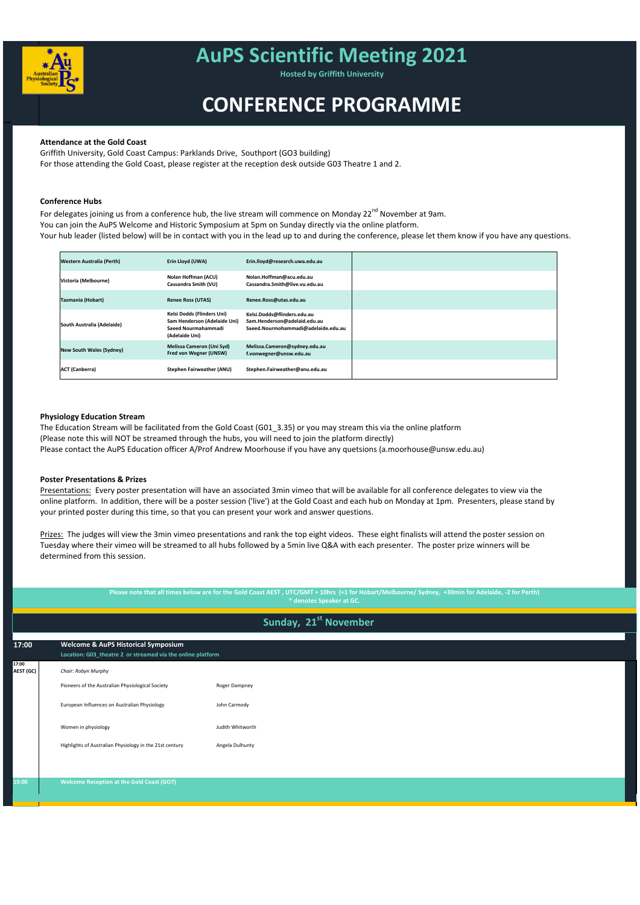# AuPS Scientific Meeting 2021

Hosted by Griffith University

# CONFERENCE PROGRAMME

**Attendance at the Gold Coast**

Griffith University, Gold Coast Campus: Parklands Drive, Southport (GO3 building)
For those attending the Gold Coast, please register at the reception desk outside G03 Theatre 1 and 2.

**Conference Hubs**

For delegates joining us from a conference hub, the live stream will commence on Monday 22nd November at 9am.
You can join the AuPS Welcome and Historic Symposium at 5pm on Sunday directly via the online platform.
Your hub leader (listed below) will be in contact with you in the lead up to and during the conference, please let them know if you have any questions.

| | | | |
|---|---|---|---|
| Western Australia (Perth) | Erin Lloyd (UWA) | Erin.lloyd@research.uwa.edu.au | |
| Victoria (Melbourne) | Nolan Hoffman (ACU)<br>Cassandra Smith (VU) | Nolan.Hoffman@acu.edu.au<br>Cassandra.Smith@live.vu.edu.au | |
| Tasmania (Hobart) | Renee Ross (UTAS) | Renee.Ross@utas.edu.au | |
| South Australia (Adelaide) | Kelsi Dodds (Flinders Uni)<br>Sam Henderson (Adelaide Uni)<br>Saeed Nourmahammadi (Adelaide Uni) | Kelsi.Dodds@flinders.edu.au<br>Sam.Henderson@adelaid.edu.au<br>Saeed.Nourmohammadi@adelaide.edu.au | |
| New South Wales (Sydney) | Melissa Cameron (Uni Syd)<br>Fred von Wegner (UNSW) | Melissa.Cameron@sydney.edu.au<br>f.vonwegner@unsw.edu.au | |
| ACT (Canberra) | Stephen Fairweather (ANU) | Stephen.Fairweather@anu.edu.au | |

**Physiology Education Stream**

The Education Stream will be facilitated from the Gold Coast (G01_3.35) or you may stream this via the online platform
(Please note this will NOT be streamed through the hubs, you will need to join the platform directly)
Please contact the AuPS Education officer A/Prof Andrew Moorhouse if you have any quetsions (a.moorhouse@unsw.edu.au)

**Poster Presentations & Prizes**

Presentations: Every poster presentation will have an associated 3min vimeo that will be available for all conference delegates to view via the online platform. In addition, there will be a poster session ('live') at the Gold Coast and each hub on Monday at 1pm. Presenters, please stand by your printed poster during this time, so that you can present your work and answer questions.

Prizes: The judges will view the 3min vimeo presentations and rank the top eight videos. These eight finalists will attend the poster session on Tuesday where their vimeo will be streamed to all hubs followed by a 5min live Q&A with each presenter. The poster prize winners will be determined from this session.

**Please note that all times below are for the Gold Coast AEST , UTC/GMT + 10hrs (+1 for Hobart/Melbourne/ Sydney, +30min for Adelaide, -2 for Perth)**
**\* denotes Speaker at GC.**

## Sunday, 21st November

| | | |
|---|---|---|
| **17:00** | **Welcome & AuPS Historical Symposium**<br>Location: G03_theatre 2 or streamed via the online platform | |
| 17:00 AEST (GC) | *Chair: Robyn Murphy* | |
| | Pioneers of the Australian Physiological Society | Roger Dampney |
| | European Influences on Australian Physiology | John Carmody |
| | Women in physiology | Judith Whitworth |
| | Highlights of Australian Physiology in the 21st century | Angela Dulhunty |
| 19:00 | Welcome Reception at the Gold Coast (GO7) | |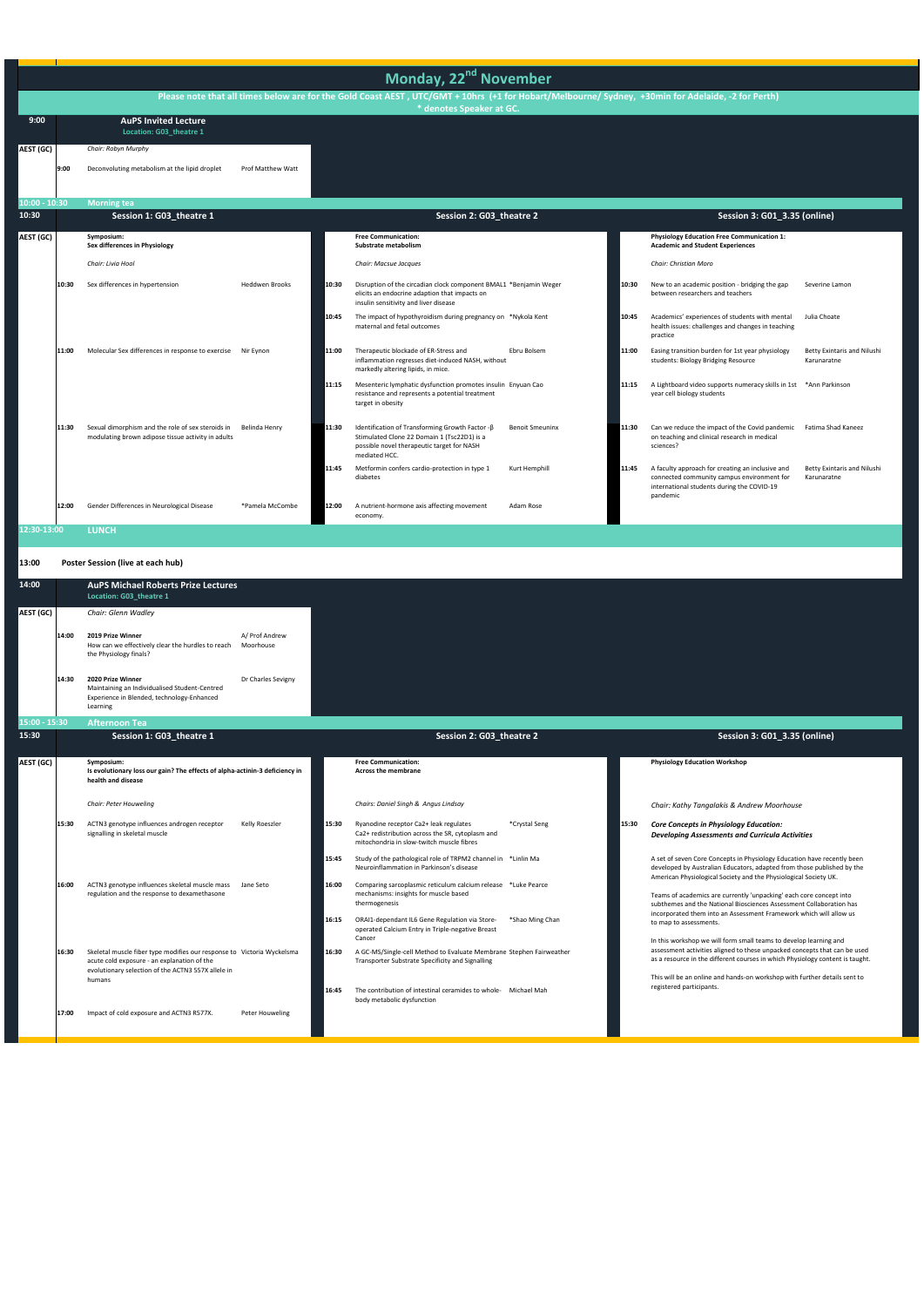# Monday, 22nd November

**Please note that all times below are for the Gold Coast AEST , UTC/GMT + 10hrs (+1 for Hobart/Melbourne/ Sydney, +30min for Adelaide, -2 for Perth)**
**\* denotes Speaker at GC.**

## 9:00 AEST (GC) — AuPS Invited Lecture

Location: G03_theatre 1

*Chair: Robyn Murphy*

| Time | Title | Speaker |
|---|---|---|
| 9:00 | Deconvoluting metabolism at the lipid droplet | Prof Matthew Watt |

**10:00 - 10:30 Morning tea**

## 10:30 AEST (GC)

### Session 1: G03_theatre 1

**Symposium: Sex differences in Physiology**

*Chair: Livia Hool*

| Time | Title | Speaker |
|---|---|---|
| 10:30 | Sex differences in hypertension | Heddwen Brooks |
| 11:00 | Molecular Sex differences in response to exercise | Nir Eynon |
| 11:30 | Sexual dimorphism and the role of sex steroids in modulating brown adipose tissue activity in adults | Belinda Henry |
| 12:00 | Gender Differences in Neurological Disease | *Pamela McCombe |

### Session 2: G03_theatre 2

**Free Communication: Substrate metabolism**

*Chair: Macsue Jacques*

| Time | Title | Speaker |
|---|---|---|
| 10:30 | Disruption of the circadian clock component BMAL1 elicits an endocrine adaption that impacts on insulin sensitivity and liver disease | *Benjamin Weger |
| 10:45 | The impact of hypothyroidism during pregnancy on maternal and fetal outcomes | *Nykola Kent |
| 11:00 | Therapeutic blockade of ER-Stress and inflammation regresses diet-induced NASH, without markedly altering lipids, in mice. | Ebru Bolsem |
| 11:15 | Mesenteric lymphatic dysfunction promotes insulin resistance and represents a potential treatment target in obesity | Enyuan Cao |
| 11:30 | Identification of Transforming Growth Factor -β Stimulated Clone 22 Domain 1 (Tsc22D1) is a possible novel therapeutic target for NASH mediated HCC. | Benoit Smeuninx |
| 11:45 | Metformin confers cardio-protection in type 1 diabetes | Kurt Hemphill |
| 12:00 | A nutrient-hormone axis affecting movement economy. | Adam Rose |

### Session 3: G01_3.35 (online)

**Physiology Education Free Communication 1: Academic and Student Experiences**

*Chair: Christian Moro*

| Time | Title | Speaker |
|---|---|---|
| 10:30 | New to an academic position - bridging the gap between researchers and teachers | Severine Lamon |
| 10:45 | Academics' experiences of students with mental health issues: challenges and changes in teaching practice | Julia Choate |
| 11:00 | Easing transition burden for 1st year physiology students: Biology Bridging Resource | Betty Exintaris and Nilushi Karunaratne |
| 11:15 | A Lightboard video supports numeracy skills in 1st year cell biology students | *Ann Parkinson |
| 11:30 | Can we reduce the impact of the Covid pandemic on teaching and clinical research in medical sciences? | Fatima Shad Kaneez |
| 11:45 | A faculty approach for creating an inclusive and connected community campus environment for international students during the COVID-19 pandemic | Betty Exintaris and Nilushi Karunaratne |

**12:30-13:00 LUNCH**

**13:00 Poster Session (live at each hub)**

## 14:00 AEST (GC) — AuPS Michael Roberts Prize Lectures

Location: G03_theatre 1

*Chair: Glenn Wadley*

| Time | Title | Speaker |
|---|---|---|
| 14:00 | **2019 Prize Winner** How can we effectively clear the hurdles to reach the Physiology finals? | A/ Prof Andrew Moorhouse |
| 14:30 | **2020 Prize Winner** Maintaining an Individualised Student-Centred Experience in Blended, technology-Enhanced Learning | Dr Charles Sevigny |

**15:00 - 15:30 Afternoon Tea**

## 15:30 AEST (GC)

### Session 1: G03_theatre 1

**Symposium: Is evolutionary loss our gain? The effects of alpha-actinin-3 deficiency in health and disease**

*Chair: Peter Houweling*

| Time | Title | Speaker |
|---|---|---|
| 15:30 | ACTN3 genotype influences androgen receptor signalling in skeletal muscle | Kelly Roeszler |
| 16:00 | ACTN3 genotype influences skeletal muscle mass regulation and the response to dexamethasone | Jane Seto |
| 16:30 | Skeletal muscle fiber type modifies our response to acute cold exposure - an explanation of the evolutionary selection of the ACTN3 577X allele in humans | Victoria Wyckelsma |
| 17:00 | Impact of cold exposure and ACTN3 R577X. | Peter Houweling |

### Session 2: G03_theatre 2

**Free Communication: Across the membrane**

*Chairs: Daniel Singh & Angus Lindsay*

| Time | Title | Speaker |
|---|---|---|
| 15:30 | Ryanodine receptor Ca2+ leak regulates Ca2+ redistribution across the SR, cytoplasm and mitochondria in slow-twitch muscle fibres | *Crystal Seng |
| 15:45 | Study of the pathological role of TRPM2 channel in Neuroinflammation in Parkinson's disease | *Linlin Ma |
| 16:00 | Comparing sarcoplasmic reticulum calcium release mechanisms: insights for muscle based thermogenesis | *Luke Pearce |
| 16:15 | ORAI1-dependant IL6 Gene Regulation via Store-operated Calcium Entry in Triple-negative Breast Cancer | *Shao Ming Chan |
| 16:30 | A GC-MS/Single-cell Method to Evaluate Membrane Transporter Substrate Specificity and Signalling | Stephen Fairweather |
| 16:45 | The contribution of intestinal ceramides to whole-body metabolic dysfunction | Michael Mah |

### Session 3: G01_3.35 (online)

**Physiology Education Workshop**

*Chair: Kathy Tangalakis & Andrew Moorhouse*

**15:30** ***Core Concepts in Physiology Education: Developing Assessments and Curricula Activities***

A set of seven Core Concepts in Physiology Education have recently been developed by Australian Educators, adapted from those published by the American Physiological Society and the Physiological Society UK.

Teams of academics are currently 'unpacking' each core concept into subthemes and the National Biosciences Assessment Collaboration has incorporated them into an Assessment Framework which will allow us to map to assessments.

In this workshop we will form small teams to develop learning and assessment activities aligned to these unpacked concepts that can be used as a resource in the different courses in which Physiology content is taught.

This will be an online and hands-on workshop with further details sent to registered participants.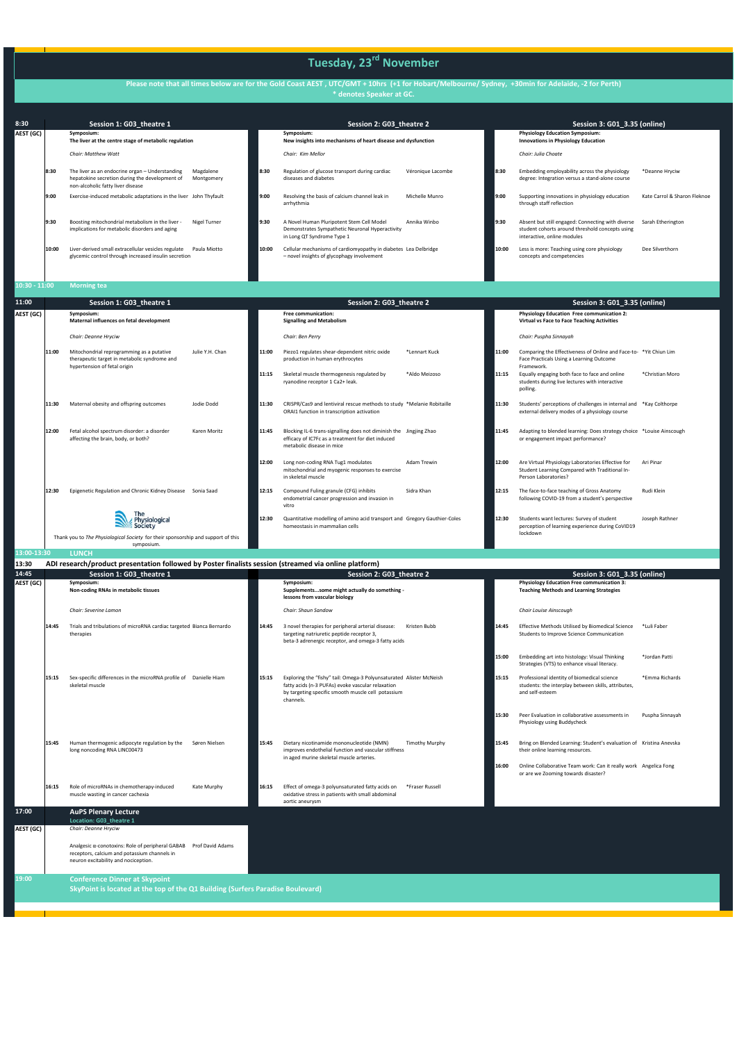# Tuesday, 23rd November

**Please note that all times below are for the Gold Coast AEST , UTC/GMT + 10hrs (+1 for Hobart/Melbourne/ Sydney, +30min for Adelaide, -2 for Perth)**
**\* denotes Speaker at GC.**

## 8:30 AEST (GC)

### Session 1: G03_theatre 1

**Symposium:**
**The liver at the centre stage of metabolic regulation**

*Chair: Matthew Watt*

| Time | Title | Speaker |
|---|---|---|
| 8:30 | The liver as an endocrine organ – Understanding hepatokine secretion during the development of non-alcoholic fatty liver disease | Magdalene Montgomery |
| 9:00 | Exercise-induced metabolic adaptations in the liver | John Thyfault |
| 9:30 | Boosting mitochondrial metabolism in the liver - implications for metabolic disorders and aging | Nigel Turner |
| 10:00 | Liver-derived small extracellular vesicles regulate glycemic control through increased insulin secretion | Paula Miotto |

### Session 2: G03_theatre 2

**Symposium:**
**New insights into mechanisms of heart disease and dysfunction**

*Chair: Kim Mellor*

| Time | Title | Speaker |
|---|---|---|
| 8:30 | Regulation of glucose transport during cardiac diseases and diabetes | Véronique Lacombe |
| 9:00 | Resolving the basis of calcium channel leak in arrhythmia | Michelle Munro |
| 9:30 | A Novel Human Pluripotent Stem Cell Model Demonstrates Sympathetic Neuronal Hyperactivity in Long QT Syndrome Type 1 | Annika Winbo |
| 10:00 | Cellular mechanisms of cardiomyopathy in diabetes – novel insights of glycophagy involvement | Lea Delbridge |

### Session 3: G01_3.35 (online)

**Physiology Education Symposium:**
**Innovations in Physiology Education**

*Chair: Julia Choate*

| Time | Title | Speaker |
|---|---|---|
| 8:30 | Embedding employability across the physiology degree: Integration versus a stand-alone course | \*Deanne Hryciw |
| 9:00 | Supporting innovations in physiology education through staff reflection | Kate Carrol & Sharon Fleknoe |
| 9:30 | Absent but still engaged: Connecting with diverse student cohorts around threshold concepts using interactive, online modules | Sarah Etherington |
| 10:00 | Less is more: Teaching using core physiology concepts and competencies | Dee Silverthorn |

## 10:30 - 11:00 Morning tea

## 11:00 AEST (GC)

### Session 1: G03_theatre 1

**Symposium:**
**Maternal influences on fetal development**

*Chair: Deanne Hryciw*

| Time | Title | Speaker |
|---|---|---|
| 11:00 | Mitochondrial reprogramming as a putative therapeutic target in metabolic syndrome and hypertension of fetal origin | Julie Y.H. Chan |
| 11:30 | Maternal obesity and offspring outcomes | Jodie Dodd |
| 12:00 | Fetal alcohol spectrum disorder: a disorder affecting the brain, body, or both? | Karen Moritz |
| 12:30 | Epigenetic Regulation and Chronic Kidney Disease | Sonia Saad |

The Physiological Society

Thank you to *The Physiological Society* for their sponsorship and support of this symposium.

### Session 2: G03_theatre 2

**Free communication:**
**Signalling and Metabolism**

*Chair: Ben Perry*

| Time | Title | Speaker |
|---|---|---|
| 11:00 | Piezo1 regulates shear-dependent nitric oxide production in human erythrocytes | \*Lennart Kuck |
| 11:15 | Skeletal muscle thermogenesis regulated by ryanodine receptor 1 Ca2+ leak. | \*Aldo Meizoso |
| 11:30 | CRISPR/Cas9 and lentiviral rescue methods to study ORAI1 function in transcription activation | \*Melanie Robitaille |
| 11:45 | Blocking IL-6 trans-signalling does not diminish the efficacy of IC7Fc as a treatment for diet induced metabolic disease in mice | Jingjing Zhao |
| 12:00 | Long non-coding RNA Tug1 modulates mitochondrial and myogenic responses to exercise in skeletal muscle | Adam Trewin |
| 12:15 | Compound Fuling granule (CFG) inhibits endometrial cancer progression and invasion in vitro | Sidra Khan |
| 12:30 | Quantitative modelling of amino acid transport and homeostasis in mammalian cells | Gregory Gauthier-Coles |

### Session 3: G01_3.35 (online)

**Physiology Education Free communication 2:**
**Virtual vs Face to Face Teaching Activities**

*Chair: Puspha Sinnayah*

| Time | Title | Speaker |
|---|---|---|
| 11:00 | Comparing the Effectiveness of Online and Face-to-Face Practicals Using a Learning Outcome Framework. | \*Yit Chiun Lim |
| 11:15 | Equally engaging both face to face and online students during live lectures with interactive polling. | \*Christian Moro |
| 11:30 | Students' perceptions of challenges in internal and external delivery modes of a physiology course | \*Kay Colthorpe |
| 11:45 | Adapting to blended learning: Does strategy choice or engagement impact performance? | \*Louise Ainscough |
| 12:00 | Are Virtual Physiology Laboratories Effective for Student Learning Compared with Traditional In-Person Laboratories? | Ari Pinar |
| 12:15 | The face-to-face teaching of Gross Anatomy following COVID-19 from a student's perspective | Rudi Klein |
| 12:30 | Students want lectures: Survey of student perception of learning experience during CoVID19 lockdown | Joseph Rathner |

## 13:00-13:30 LUNCH

## 13:30 ADI research/product presentation followed by Poster finalists session (streamed via online platform)

## 14:45 AEST (GC)

### Session 1: G03_theatre 1

**Symposium:**
**Non-coding RNAs in metabolic tissues**

*Chair: Severine Lamon*

| Time | Title | Speaker |
|---|---|---|
| 14:45 | Trials and tribulations of microRNA cardiac targeted therapies | Bianca Bernardo |
| 15:15 | Sex-specific differences in the microRNA profile of skeletal muscle | Danielle Hiam |
| 15:45 | Human thermogenic adipocyte regulation by the long noncoding RNA LINC00473 | Søren Nielsen |
| 16:15 | Role of microRNAs in chemotherapy-induced muscle wasting in cancer cachexia | Kate Murphy |

### Session 2: G03_theatre 2

**Symposium:**
**Supplements...some might actually do something - lessons from vascular biology**

*Chair: Shaun Sandow*

| Time | Title | Speaker |
|---|---|---|
| 14:45 | 3 novel therapies for peripheral arterial disease: targeting natriuretic peptide receptor 3, beta-3 adrenergic receptor, and omega-3 fatty acids | Kristen Bubb |
| 15:15 | Exploring the "fishy" tail: Omega-3 Polyunsaturated fatty acids (n-3 PUFAs) evoke vascular relaxation by targeting specific smooth muscle cell potassium channels. | Alister McNeish |
| 15:45 | Dietary nicotinamide mononucleotide (NMN) improves endothelial function and vascular stiffness in aged murine skeletal muscle arteries. | Timothy Murphy |
| 16:15 | Effect of omega-3 polyunsaturated fatty acids on oxidative stress in patients with small abdominal aortic aneurysm | \*Fraser Russell |

### Session 3: G01_3.35 (online)

**Physiology Education Free communication 3:**
**Teaching Methods and Learning Strategies**

*Chair Louise Ainscough*

| Time | Title | Speaker |
|---|---|---|
| 14:45 | Effective Methods Utilised by Biomedical Science Students to Improve Science Communication | \*Luli Faber |
| 15:00 | Embedding art into histology: Visual Thinking Strategies (VTS) to enhance visual literacy. | \*Jordan Patti |
| 15:15 | Professional identity of biomedical science students: the interplay between skills, attributes, and self-esteem | \*Emma Richards |
| 15:30 | Peer Evaluation in collaborative assessments in Physiology using Buddycheck | Puspha Sinnayah |
| 15:45 | Bring on Blended Learning: Student's evaluation of their online learning resources. | Kristina Anevska |
| 16:00 | Online Collaborative Team work: Can it really work or are we Zooming towards disaster? | Angelica Fong |

## 17:00 AEST (GC)

**AuPS Plenary Lecture**
Location: G03_theatre 1

*Chair: Deanne Hryciw*

Analgesic α-conotoxins: Role of peripheral GABAB receptors, calcium and potassium channels in neuron excitability and nociception. — Prof David Adams

## 19:00 Conference Dinner at Skypoint

**SkyPoint is located at the top of the Q1 Building (Surfers Paradise Boulevard)**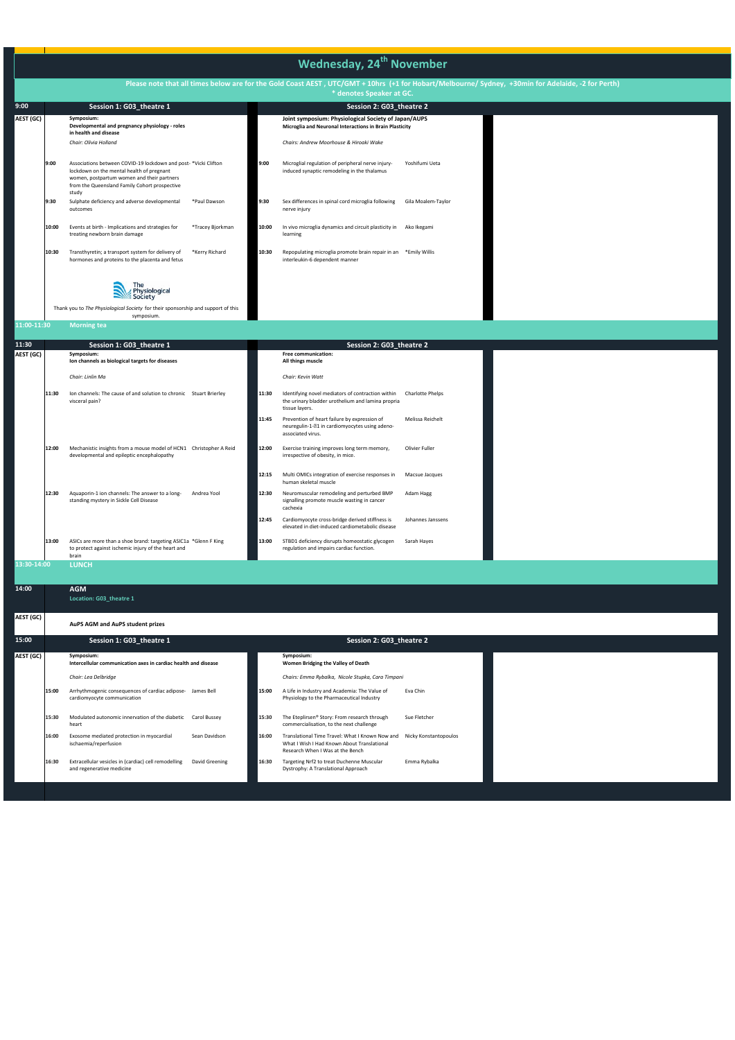# Wednesday, 24th November

**Please note that all times below are for the Gold Coast AEST , UTC/GMT + 10hrs (+1 for Hobart/Melbourne/ Sydney, +30min for Adelaide, -2 for Perth)**
**\* denotes Speaker at GC.**

## 9:00 AEST (GC)

| Time | Session 1: G03_theatre 1 | Speaker | Time | Session 2: G03_theatre 2 | Speaker |
|---|---|---|---|---|---|
| | **Symposium: Developmental and pregnancy physiology - roles in health and disease** | | | **Joint symposium: Physiological Society of Japan/AUPS Microglia and Neuronal Interactions in Brain Plasticity** | |
| | *Chair: Olivia Holland* | | | *Chairs: Andrew Moorhouse & Hiroaki Wake* | |
| 9:00 | Associations between COVID-19 lockdown and post-lockdown on the mental health of pregnant women, postpartum women and their partners from the Queensland Family Cohort prospective study | *Vicki Clifton | 9:00 | Microglial regulation of peripheral nerve injury-induced synaptic remodeling in the thalamus | Yoshifumi Ueta |
| 9:30 | Sulphate deficiency and adverse developmental outcomes | *Paul Dawson | 9:30 | Sex differences in spinal cord microglia following nerve injury | Gila Moalem-Taylor |
| 10:00 | Events at birth - Implications and strategies for treating newborn brain damage | *Tracey Bjorkman | 10:00 | In vivo microglia dynamics and circuit plasticity in learning | Ako Ikegami |
| 10:30 | Transthyretin; a transport system for delivery of hormones and proteins to the placenta and fetus | *Kerry Richard | 10:30 | Repopulating microglia promote brain repair in an interleukin-6 dependent manner | *Emily Willis |

The Physiological Society

Thank you to *The Physiological Society* for their sponsorship and support of this symposium.

**11:00-11:30 Morning tea**

## 11:30 AEST (GC)

| Time | Session 1: G03_theatre 1 | Speaker | Time | Session 2: G03_theatre 2 | Speaker |
|---|---|---|---|---|---|
| | **Symposium: Ion channels as biological targets for diseases** | | | **Free communication: All things muscle** | |
| | *Chair: Linlin Ma* | | | *Chair: Kevin Watt* | |
| 11:30 | Ion channels: The cause of and solution to chronic visceral pain? | Stuart Brierley | 11:30 | Identifying novel mediators of contraction within the urinary bladder urothelium and lamina propria tissue layers. | Charlotte Phelps |
| | | | 11:45 | Prevention of heart failure by expression of neuregulin-1-β1 in cardiomyocytes using adeno-associated virus. | Melissa Reichelt |
| 12:00 | Mechanistic insights from a mouse model of HCN1 developmental and epileptic encephalopathy | Christopher A Reid | 12:00 | Exercise training improves long term memory, irrespective of obesity, in mice. | Olivier Fuller |
| | | | 12:15 | Multi OMICs integration of exercise responses in human skeletal muscle | Macsue Jacques |
| 12:30 | Aquaporin-1 ion channels: The answer to a long-standing mystery in Sickle Cell Disease | Andrea Yool | 12:30 | Neuromuscular remodeling and perturbed BMP signalling promote muscle wasting in cancer cachexia | Adam Hagg |
| | | | 12:45 | Cardiomyocyte cross-bridge derived stiffness is elevated in diet-induced cardiometabolic disease | Johannes Janssens |
| 13:00 | ASICs are more than a shoe brand: targeting ASIC1a to protect against ischemic injury of the heart and brain | *Glenn F King | 13:00 | STBD1 deficiency disrupts homeostatic glycogen regulation and impairs cardiac function. | Sarah Hayes |

**13:30-14:00 LUNCH**

## 14:00 AEST (GC)

**AGM**
Location: G03_theatre 1

**AuPS AGM and AuPS student prizes**

## 15:00 AEST (GC)

| Time | Session 1: G03_theatre 1 | Speaker | Time | Session 2: G03_theatre 2 | Speaker |
|---|---|---|---|---|---|
| | **Symposium: Intercellular communication axes in cardiac health and disease** | | | **Symposium: Women Bridging the Valley of Death** | |
| | *Chair: Lea Delbridge* | | | *Chairs: Emma Rybalka, Nicole Stupka, Cara Timpani* | |
| 15:00 | Arrhythmogenic consequences of cardiac adipose-cardiomyocyte communication | James Bell | 15:00 | A Life in Industry and Academia: The Value of Physiology to the Pharmaceutical Industry | Eva Chin |
| 15:30 | Modulated autonomic innervation of the diabetic heart | Carol Bussey | 15:30 | The Eteplirsen® Story: From research through commercialisation, to the next challenge | Sue Fletcher |
| 16:00 | Exosome mediated protection in myocardial ischaemia/reperfusion | Sean Davidson | 16:00 | Translational Time Travel: What I Known Now and What I Wish I Had Known About Translational Research When I Was at the Bench | Nicky Konstantopoulos |
| 16:30 | Extracellular vesicles in (cardiac) cell remodelling and regenerative medicine | David Greening | 16:30 | Targeting Nrf2 to treat Duchenne Muscular Dystrophy: A Translational Approach | Emma Rybalka |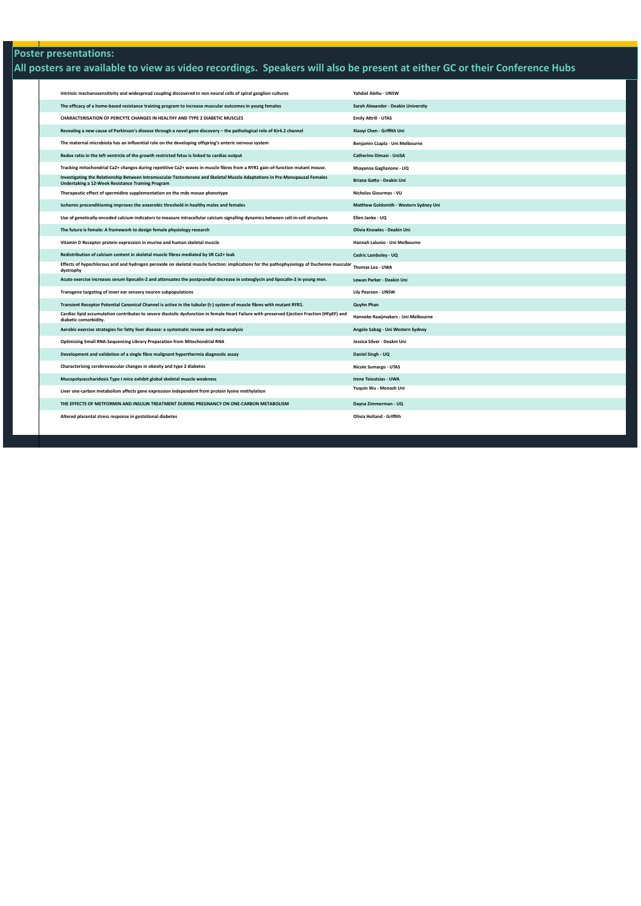# Poster presentations:

## All posters are available to view as video recordings. Speakers will also be present at either GC or their Conference Hubs

| | |
|---|---|
| Intrinsic mechanosensitivity and widespread coupling discovered in non-neural cells of spiral ganglion cultures | Yahdiel Abihu - UNSW |
| The efficacy of a home-based resistance training program to increase muscular outcomes in young females | Sarah Alexander - Deakin University |
| CHARACTERISATION OF PERICYTE CHANGES IN HEALTHY AND TYPE 2 DIABETIC MUSCLES | Emily Attrill - UTAS |
| Revealing a new cause of Parkinson's disease through a novel gene discovery – the pathological role of Kir4.2 channel | Xiaoyi Chen - Griffith Uni |
| The maternal microbiota has an influential role on the developing offspring's enteric nervous system | Benjamin Czapla - Uni Melbourne |
| Redox ratio in the left ventricle of the growth restricted fetus is linked to cardiac output | Catherine Dimasi - UniSA |
| Tracking mitochondrial Ca2+ changes during repetitive Ca2+ waves in muscle fibres from a RYR1 gain-of-function mutant mouse. | Rhayanna Gaglianone - UQ |
| Investigating the Relationship Between Intramuscular Testosterone and Skeletal Muscle Adaptations in Pre-Menopausal Females Undertaking a 12-Week Resistance Training Program | Briana Gatto - Deakin Uni |
| Therapeutic effect of spermidine supplementation on the mdx mouse phenotype | Nicholas Giourmas - VU |
| Ischemic preconditioning improves the anaerobic threshold in healthy males and females | Matthew Goldsmith - Western Sydney Uni |
| Use of genetically-encoded calcium indicators to measure intracellular calcium signalling dynamics between cell-in-cell structures | Ellen Janke - UQ |
| The future is female: A framework to design female physiology research | Olivia Knowles - Deakin Uni |
| Vitamin D Receptor protein expression in murine and human skeletal muscle | Hannah Lalunio - Uni Melbourne |
| Redistribution of calcium content in skeletal muscle fibres mediated by SR Ca2+ leak | Cedric Lamboley - UQ |
| Effects of hypochlorous acid and hydrogen peroxide on skeletal muscle function: implications for the pathophysiology of Duchenne muscular dystrophy | Thomas Lea - UWA |
| Acute exercise increases serum lipocalin-2 and attenuates the postprandial decrease in osteoglycin and lipocalin-2 in young men. | Lewan Parker - Deakin Uni |
| Transgene targeting of inner ear sensory neuron subpopulations | Lily Pearson - UNSW |
| Transient Receptor Potential Canonical Channel is active in the tubular (t-) system of muscle fibres with mutant RYR1. | Quyhn Phan |
| Cardiac lipid accumulation contributes to severe diastolic dysfunction in female Heart Failure with preserved Ejection Fraction (HFpEF) and diabetic comorbidity. | Hanneke Raaijmakers - Uni Melbourne |
| Aerobic exercise strategies for fatty liver disease: a systematic review and meta-analysis | Angelo Sabag - Uni Western Sydney |
| Optimizing Small RNA-Sequencing Library Preparation from Mitochondrial RNA | Jessica Silver - Deakin Uni |
| Development and validation of a single fibre malignant hyperthermia diagnostic assay | Daniel Singh - UQ |
| Characterising cerebrovascular changes in obesity and type 2 diabetes | Nicole Sumargo - UTAS |
| Mucopolysaccharidosis Type I mice exhibit global skeletal muscle weakness | Irene Tsioutsias - UWA |
| Liver one-carbon metabolism affects gene expression independent from protein lysine methylation | Yuquin Wu - Monash Uni |
| THE EFFECTS OF METFORMIN AND INSULIN TREATMENT DURING PREGNANCY ON ONE-CARBON METABOLISM | Dayna Zimmerman - UQ |
| Altered placental stress response in gestational diabetes | Olivia Holland - Griffith |